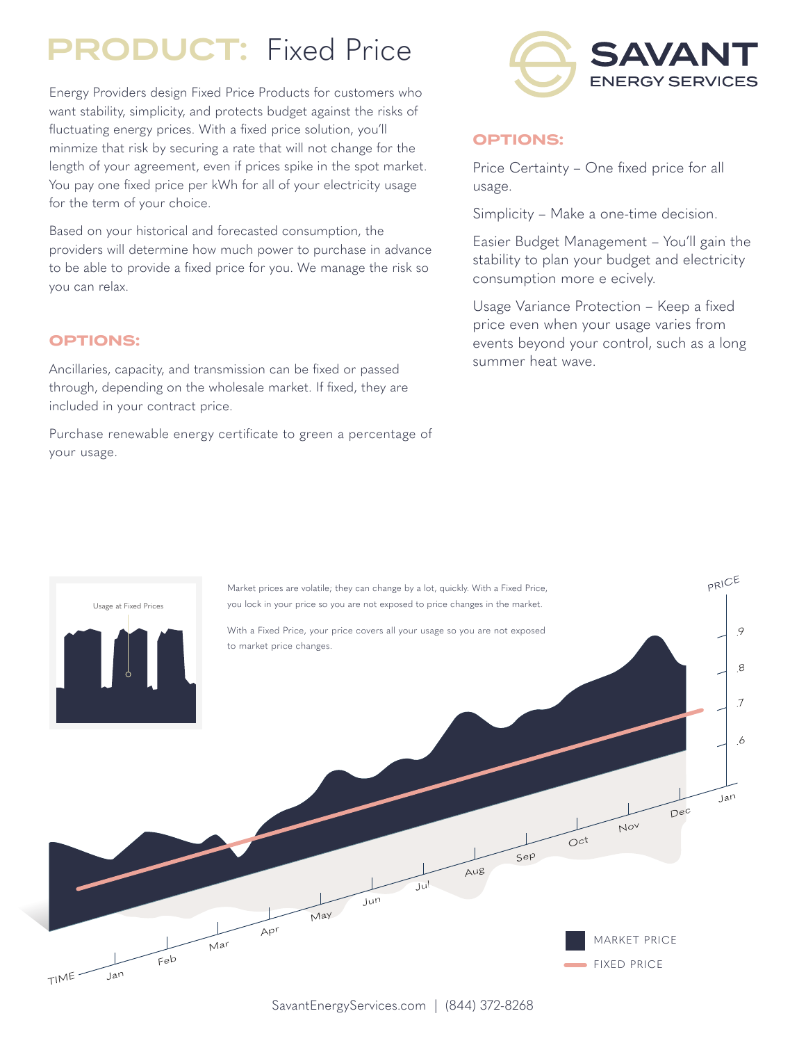# PRODUCT: Fixed Price

**SAVANT ENERGY SERVICES**

Energy Providers design Fixed Price Products for customers who want stability, simplicity, and protects budget against the risks of fluctuating energy prices. With a fixed price solution, you'll minmize that risk by securing a rate that will not change for the length of your agreement, even if prices spike in the spot market. You pay one fixed price per kWh for all of your electricity usage for the term of your choice.

Based on your historical and forecasted consumption, the providers will determine how much power to purchase in advance to be able to provide a fixed price for you. We manage the risk so you can relax.

## OPTIONS:

Ancillaries, capacity, and transmission can be fixed or passed through, depending on the wholesale market. If fixed, they are included in your contract price.

Purchase renewable energy certificate to green a percentage of your usage.

## OPTIONS:

Price Certainty – One fixed price for all usage.

Simplicity – Make a one-time decision.

Easier Budget Management – You'll gain the stability to plan your budget and electricity consumption more e ecively.

Usage Variance Protection – Keep a fixed price even when your usage varies from events beyond your control, such as a long summer heat wave.

Usage at Fixed Prices

Market prices are volatile; they can change by a lot, quickly. With a Fixed Price, you lock in your price so you are not exposed to price changes in the market.

With a Fixed Price, your price covers all your usage so you are not exposed to market price changes.

PRICE: .6, .7, .8, .9

TIME: Jan, Feb, Mar, Apr, May, Jun, Jul, Aug, Sep, Oct, Nov, Dec, Jan

MARKET PRICE

FIXED PRICE

SavantEnergyServices.com | (844) 372-8268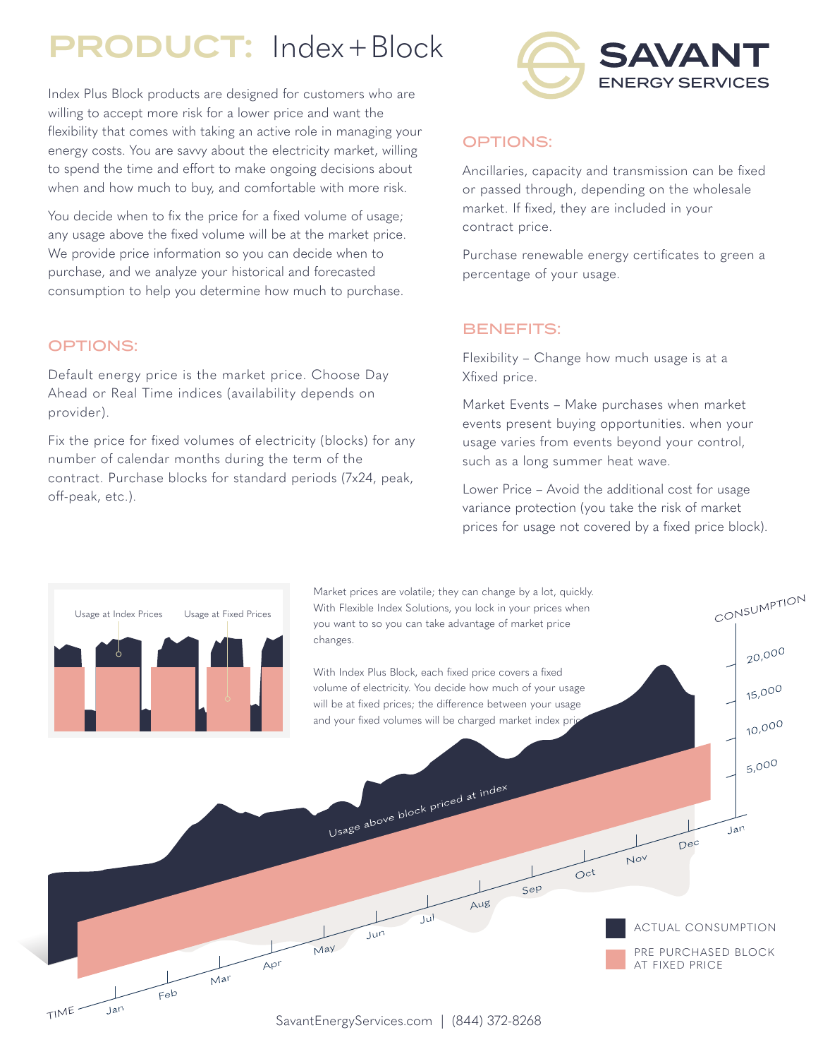# PRODUCT: Index+Block

Index Plus Block products are designed for customers who are willing to accept more risk for a lower price and want the flexibility that comes with taking an active role in managing your energy costs. You are savvy about the electricity market, willing to spend the time and effort to make ongoing decisions about when and how much to buy, and comfortable with more risk.

You decide when to fix the price for a fixed volume of usage; any usage above the fixed volume will be at the market price. We provide price information so you can decide when to purchase, and we analyze your historical and forecasted consumption to help you determine how much to purchase.

## OPTIONS:

Default energy price is the market price. Choose Day Ahead or Real Time indices (availability depends on provider).

Fix the price for fixed volumes of electricity (blocks) for any number of calendar months during the term of the contract. Purchase blocks for standard periods (7x24, peak, off-peak, etc.).

## OPTIONS:

Ancillaries, capacity and transmission can be fixed or passed through, depending on the wholesale market. If fixed, they are included in your contract price.

Purchase renewable energy certificates to green a percentage of your usage.

## BENEFITS:

Flexibility – Change how much usage is at a Xfixed price.

Market Events – Make purchases when market events present buying opportunities. when your usage varies from events beyond your control, such as a long summer heat wave.

Lower Price – Avoid the additional cost for usage variance protection (you take the risk of market prices for usage not covered by a fixed price block).

Usage at Index Prices | Usage at Fixed Prices

Market prices are volatile; they can change by a lot, quickly. With Flexible Index Solutions, you lock in your prices when you want to so you can take advantage of market price changes.

With Index Plus Block, each fixed price covers a fixed volume of electricity. You decide how much of your usage will be at fixed prices; the difference between your usage and your fixed volumes will be charged market index pric

Usage above block priced at index

CONSUMPTION: 5,000; 10,000; 15,000; 20,000

TIME: Jan, Feb, Mar, Apr, May, Jun, Jul, Aug, Sep, Oct, Nov, Dec, Jan

ACTUAL CONSUMPTION

PRE PURCHASED BLOCK AT FIXED PRICE

SavantEnergyServices.com | (844) 372-8268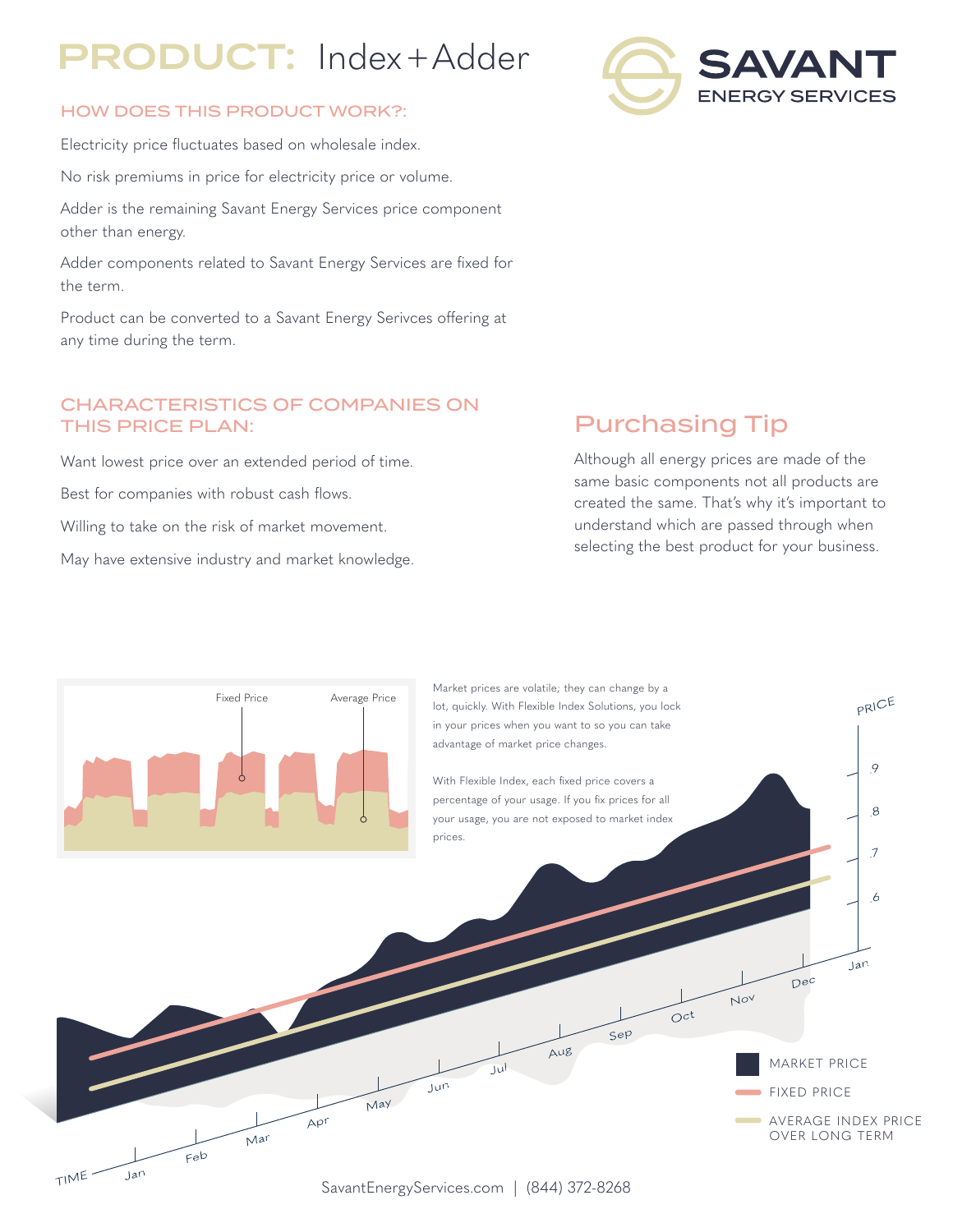# PRODUCT: Index+Adder

SAVANT ENERGY SERVICES

## HOW DOES THIS PRODUCT WORK?:

Electricity price fluctuates based on wholesale index.

No risk premiums in price for electricity price or volume.

Adder is the remaining Savant Energy Services price component other than energy.

Adder components related to Savant Energy Services are fixed for the term.

Product can be converted to a Savant Energy Serivces offering at any time during the term.

## CHARACTERISTICS OF COMPANIES ON THIS PRICE PLAN:

Want lowest price over an extended period of time.

Best for companies with robust cash flows.

Willing to take on the risk of market movement.

May have extensive industry and market knowledge.

## Purchasing Tip

Although all energy prices are made of the same basic components not all products are created the same. That's why it's important to understand which are passed through when selecting the best product for your business.

Fixed Price

Average Price

Market prices are volatile; they can change by a lot, quickly. With Flexible Index Solutions, you lock in your prices when you want to so you can take advantage of market price changes.

With Flexible Index, each fixed price covers a percentage of your usage. If you fix prices for all your usage, you are not exposed to market index prices.

PRICE

.9

.8

.7

.6

TIME

Jan Feb Mar Apr May Jun Jul Aug Sep Oct Nov Dec Jan

MARKET PRICE

FIXED PRICE

AVERAGE INDEX PRICE OVER LONG TERM

SavantEnergyServices.com | (844) 372-8268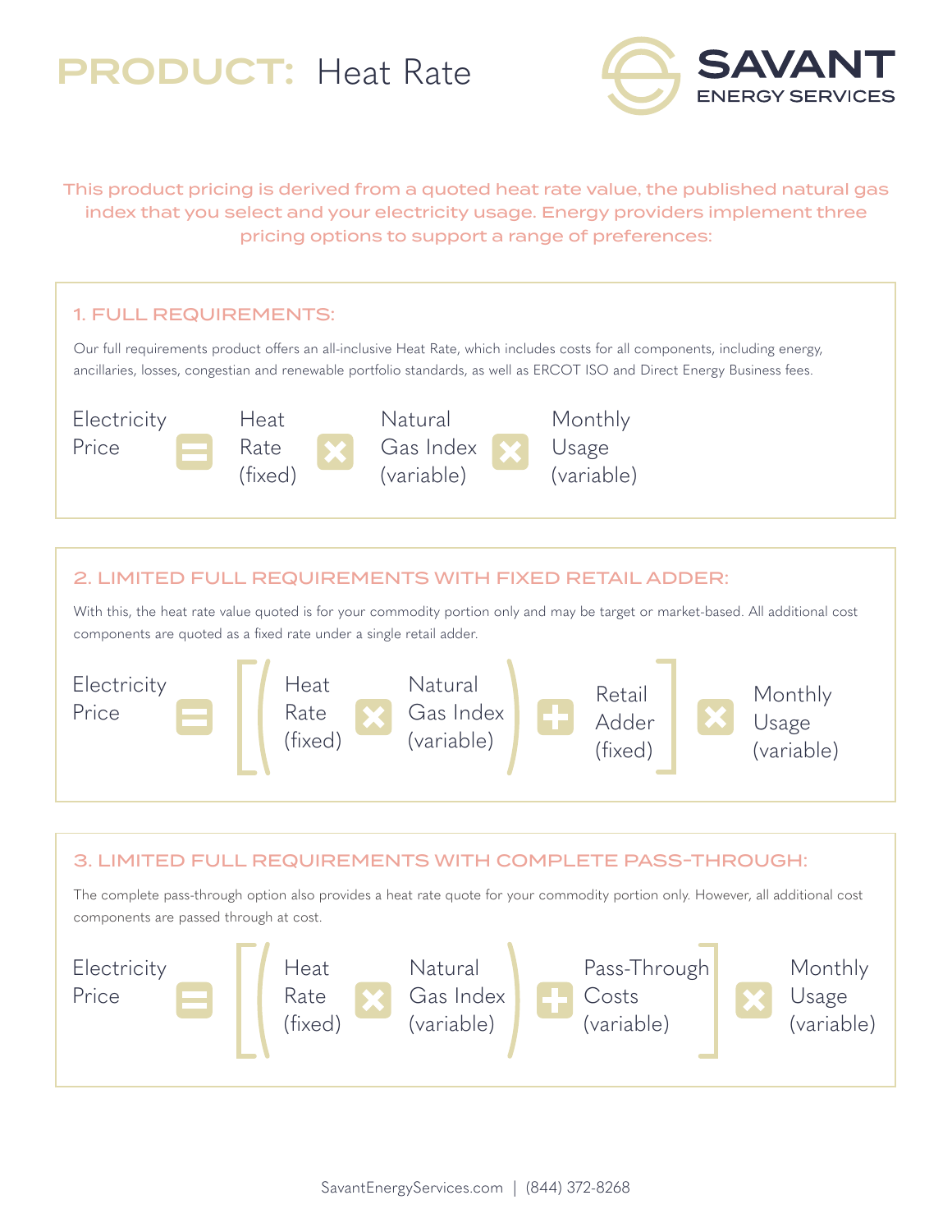# PRODUCT: Heat Rate

SAVANT ENERGY SERVICES

This product pricing is derived from a quoted heat rate value, the published natural gas index that you select and your electricity usage. Energy providers implement three pricing options to support a range of preferences:

## 1. FULL REQUIREMENTS:

Our full requirements product offers an all-inclusive Heat Rate, which includes costs for all components, including energy, ancillaries, losses, congestian and renewable portfolio standards, as well as ERCOT ISO and Direct Energy Business fees.

$$\text{Electricity Price} = \text{Heat Rate (fixed)} \times \text{Natural Gas Index (variable)} \times \text{Monthly Usage (variable)}$$

## 2. LIMITED FULL REQUIREMENTS WITH FIXED RETAIL ADDER:

With this, the heat rate value quoted is for your commodity portion only and may be target or market-based. All additional cost components are quoted as a fixed rate under a single retail adder.

$$\text{Electricity Price} = \left[ \left( \text{Heat Rate (fixed)} \times \text{Natural Gas Index (variable)} \right) + \text{Retail Adder (fixed)} \right] \times \text{Monthly Usage (variable)}$$

## 3. LIMITED FULL REQUIREMENTS WITH COMPLETE PASS-THROUGH:

The complete pass-through option also provides a heat rate quote for your commodity portion only. However, all additional cost components are passed through at cost.

$$\text{Electricity Price} = \left[ \left( \text{Heat Rate (fixed)} \times \text{Natural Gas Index (variable)} \right) + \text{Pass-Through Costs (variable)} \right] \times \text{Monthly Usage (variable)}$$

SavantEnergyServices.com | (844) 372-8268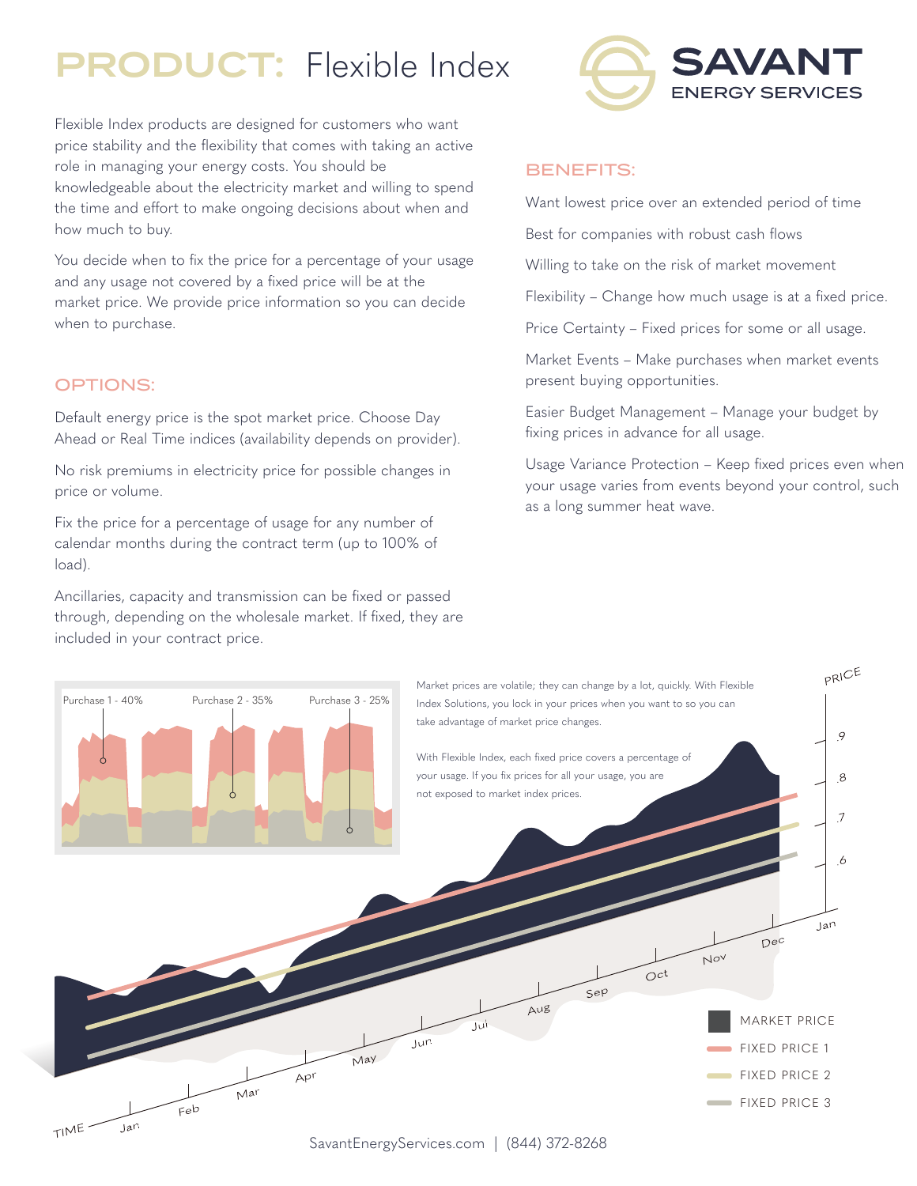# PRODUCT: Flexible Index

SAVANT ENERGY SERVICES

Flexible Index products are designed for customers who want price stability and the flexibility that comes with taking an active role in managing your energy costs. You should be knowledgeable about the electricity market and willing to spend the time and effort to make ongoing decisions about when and how much to buy.

You decide when to fix the price for a percentage of your usage and any usage not covered by a fixed price will be at the market price. We provide price information so you can decide when to purchase.

## OPTIONS:

Default energy price is the spot market price. Choose Day Ahead or Real Time indices (availability depends on provider).

No risk premiums in electricity price for possible changes in price or volume.

Fix the price for a percentage of usage for any number of calendar months during the contract term (up to 100% of load).

Ancillaries, capacity and transmission can be fixed or passed through, depending on the wholesale market. If fixed, they are included in your contract price.

## BENEFITS:

Want lowest price over an extended period of time

Best for companies with robust cash flows

Willing to take on the risk of market movement

Flexibility – Change how much usage is at a fixed price.

Price Certainty – Fixed prices for some or all usage.

Market Events – Make purchases when market events present buying opportunities.

Easier Budget Management – Manage your budget by fixing prices in advance for all usage.

Usage Variance Protection – Keep fixed prices even when your usage varies from events beyond your control, such as a long summer heat wave.

Purchase 1 - 40%

Purchase 2 - 35%

Purchase 3 - 25%

Market prices are volatile; they can change by a lot, quickly. With Flexible Index Solutions, you lock in your prices when you want to so you can take advantage of market price changes.

With Flexible Index, each fixed price covers a percentage of your usage. If you fix prices for all your usage, you are not exposed to market index prices.

PRICE

.9

.8

.7

.6

TIME

Jan

Feb

Mar

Apr

May

Jun

Jul

Aug

Sep

Oct

Nov

Dec

Jan

MARKET PRICE

FIXED PRICE 1

FIXED PRICE 2

FIXED PRICE 3

SavantEnergyServices.com | (844) 372-8268